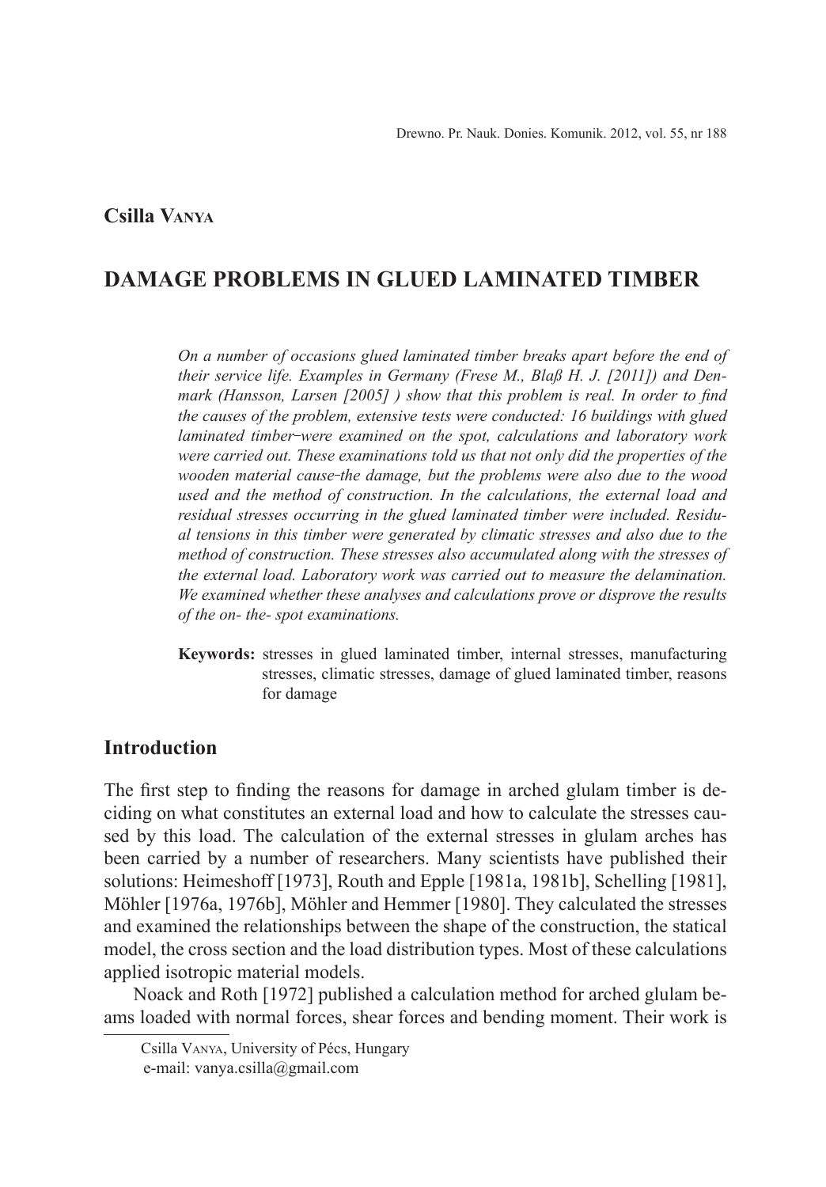**Csilla Vanya**

# DAMAGE PROBLEMS IN GLUED LAMINATED TIMBER

*On a number of occasions glued laminated timber breaks apart before the end of their service life. Examples in Germany (Frese M., Blaß H. J. [2011]) and Denmark (Hansson, Larsen [2005] ) show that this problem is real. In order to find the causes of the problem, extensive tests were conducted: 16 buildings with glued laminated timber-were examined on the spot, calculations and laboratory work were carried out. These examinations told us that not only did the properties of the wooden material cause-the damage, but the problems were also due to the wood used and the method of construction. In the calculations, the external load and residual stresses occurring in the glued laminated timber were included. Residual tensions in this timber were generated by climatic stresses and also due to the method of construction. These stresses also accumulated along with the stresses of the external load. Laboratory work was carried out to measure the delamination. We examined whether these analyses and calculations prove or disprove the results of the on- the- spot examinations.*

**Keywords:** stresses in glued laminated timber, internal stresses, manufacturing stresses, climatic stresses, damage of glued laminated timber, reasons for damage

## Introduction

The first step to finding the reasons for damage in arched glulam timber is deciding on what constitutes an external load and how to calculate the stresses caused by this load. The calculation of the external stresses in glulam arches has been carried by a number of researchers. Many scientists have published their solutions: Heimeshoff [1973], Routh and Epple [1981a, 1981b], Schelling [1981], Möhler [1976a, 1976b], Möhler and Hemmer [1980]. They calculated the stresses and examined the relationships between the shape of the construction, the statical model, the cross section and the load distribution types. Most of these calculations applied isotropic material models.

Noack and Roth [1972] published a calculation method for arched glulam beams loaded with normal forces, shear forces and bending moment. Their work is

Csilla Vanya, University of Pécs, Hungary
e-mail: vanya.csilla@gmail.com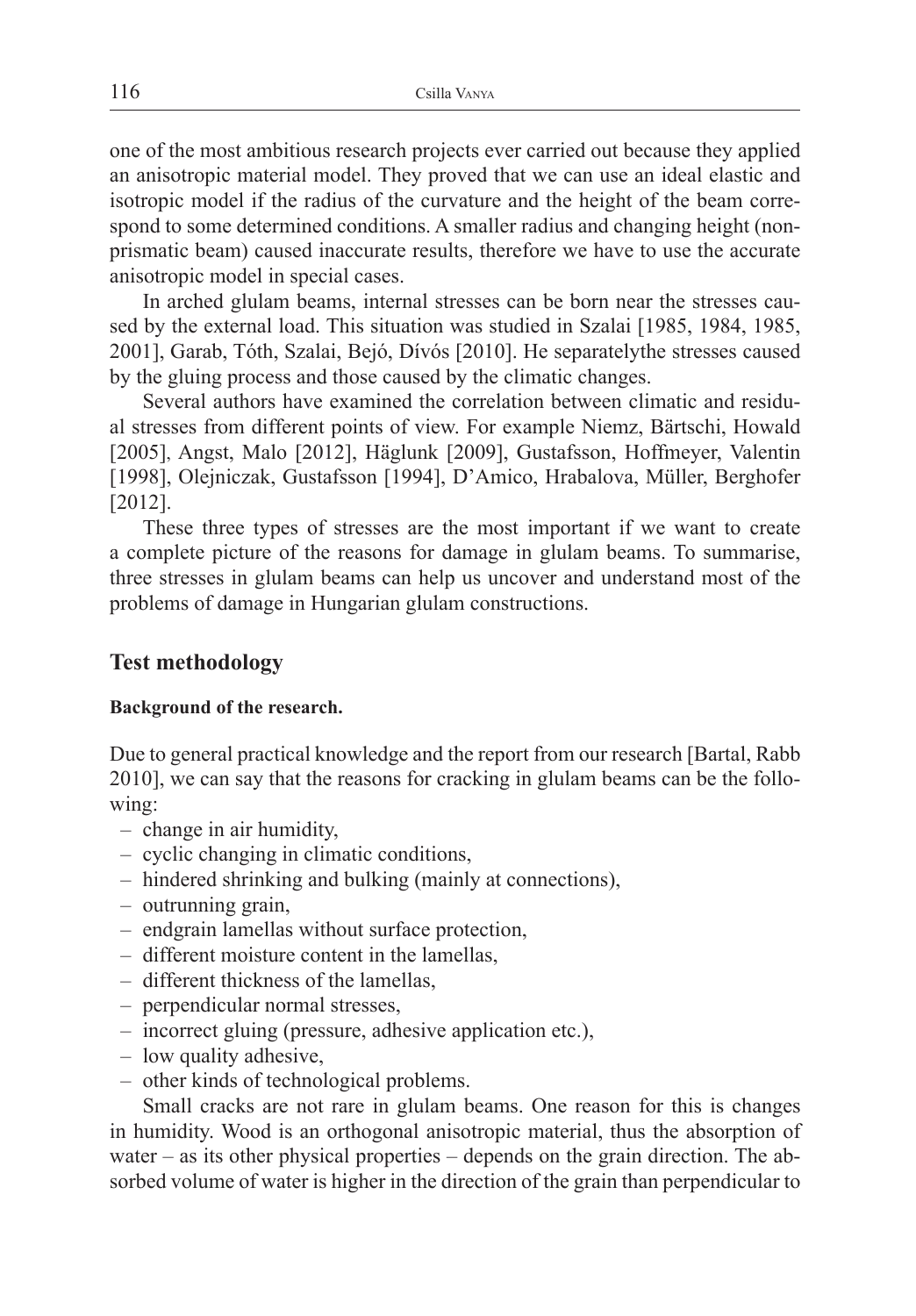one of the most ambitious research projects ever carried out because they applied an anisotropic material model. They proved that we can use an ideal elastic and isotropic model if the radius of the curvature and the height of the beam correspond to some determined conditions. A smaller radius and changing height (nonprismatic beam) caused inaccurate results, therefore we have to use the accurate anisotropic model in special cases.

In arched glulam beams, internal stresses can be born near the stresses caused by the external load. This situation was studied in Szalai [1985, 1984, 1985, 2001], Garab, Tóth, Szalai, Bejó, Dívós [2010]. He separatelythe stresses caused by the gluing process and those caused by the climatic changes.

Several authors have examined the correlation between climatic and residual stresses from different points of view. For example Niemz, Bärtschi, Howald [2005], Angst, Malo [2012], Häglunk [2009], Gustafsson, Hoffmeyer, Valentin [1998], Olejniczak, Gustafsson [1994], D'Amico, Hrabalova, Müller, Berghofer [2012].

These three types of stresses are the most important if we want to create a complete picture of the reasons for damage in glulam beams. To summarise, three stresses in glulam beams can help us uncover and understand most of the problems of damage in Hungarian glulam constructions.

## Test methodology

#### Background of the research.

Due to general practical knowledge and the report from our research [Bartal, Rabb 2010], we can say that the reasons for cracking in glulam beams can be the following:

- change in air humidity,
- cyclic changing in climatic conditions,
- hindered shrinking and bulking (mainly at connections),
- outrunning grain,
- endgrain lamellas without surface protection,
- different moisture content in the lamellas,
- different thickness of the lamellas,
- perpendicular normal stresses,
- incorrect gluing (pressure, adhesive application etc.),
- low quality adhesive,
- other kinds of technological problems.

Small cracks are not rare in glulam beams. One reason for this is changes in humidity. Wood is an orthogonal anisotropic material, thus the absorption of water – as its other physical properties – depends on the grain direction. The absorbed volume of water is higher in the direction of the grain than perpendicular to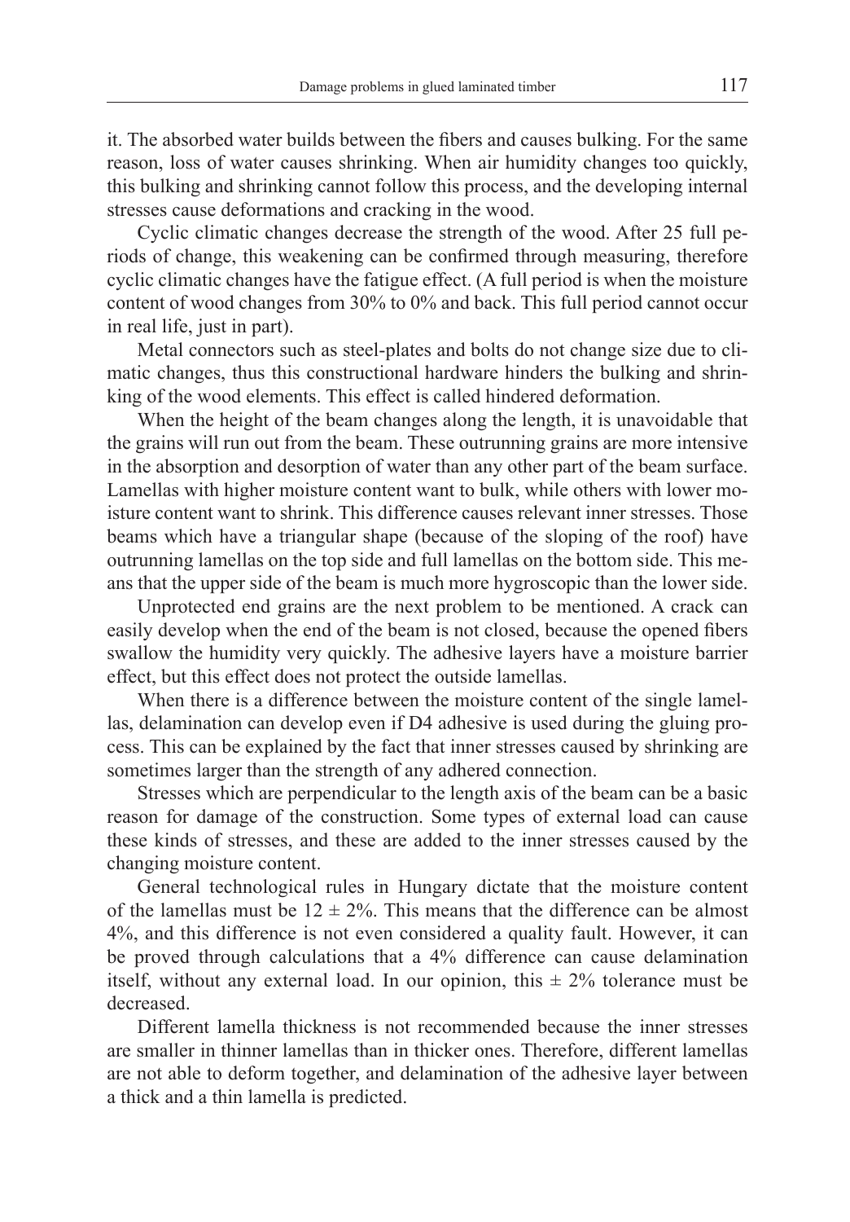it. The absorbed water builds between the fibers and causes bulking. For the same reason, loss of water causes shrinking. When air humidity changes too quickly, this bulking and shrinking cannot follow this process, and the developing internal stresses cause deformations and cracking in the wood.

Cyclic climatic changes decrease the strength of the wood. After 25 full periods of change, this weakening can be confirmed through measuring, therefore cyclic climatic changes have the fatigue effect. (A full period is when the moisture content of wood changes from 30% to 0% and back. This full period cannot occur in real life, just in part).

Metal connectors such as steel-plates and bolts do not change size due to climatic changes, thus this constructional hardware hinders the bulking and shrinking of the wood elements. This effect is called hindered deformation.

When the height of the beam changes along the length, it is unavoidable that the grains will run out from the beam. These outrunning grains are more intensive in the absorption and desorption of water than any other part of the beam surface. Lamellas with higher moisture content want to bulk, while others with lower moisture content want to shrink. This difference causes relevant inner stresses. Those beams which have a triangular shape (because of the sloping of the roof) have outrunning lamellas on the top side and full lamellas on the bottom side. This means that the upper side of the beam is much more hygroscopic than the lower side.

Unprotected end grains are the next problem to be mentioned. A crack can easily develop when the end of the beam is not closed, because the opened fibers swallow the humidity very quickly. The adhesive layers have a moisture barrier effect, but this effect does not protect the outside lamellas.

When there is a difference between the moisture content of the single lamellas, delamination can develop even if D4 adhesive is used during the gluing process. This can be explained by the fact that inner stresses caused by shrinking are sometimes larger than the strength of any adhered connection.

Stresses which are perpendicular to the length axis of the beam can be a basic reason for damage of the construction. Some types of external load can cause these kinds of stresses, and these are added to the inner stresses caused by the changing moisture content.

General technological rules in Hungary dictate that the moisture content of the lamellas must be $12 \pm 2\%$. This means that the difference can be almost 4%, and this difference is not even considered a quality fault. However, it can be proved through calculations that a 4% difference can cause delamination itself, without any external load. In our opinion, this $\pm 2\%$ tolerance must be decreased.

Different lamella thickness is not recommended because the inner stresses are smaller in thinner lamellas than in thicker ones. Therefore, different lamellas are not able to deform together, and delamination of the adhesive layer between a thick and a thin lamella is predicted.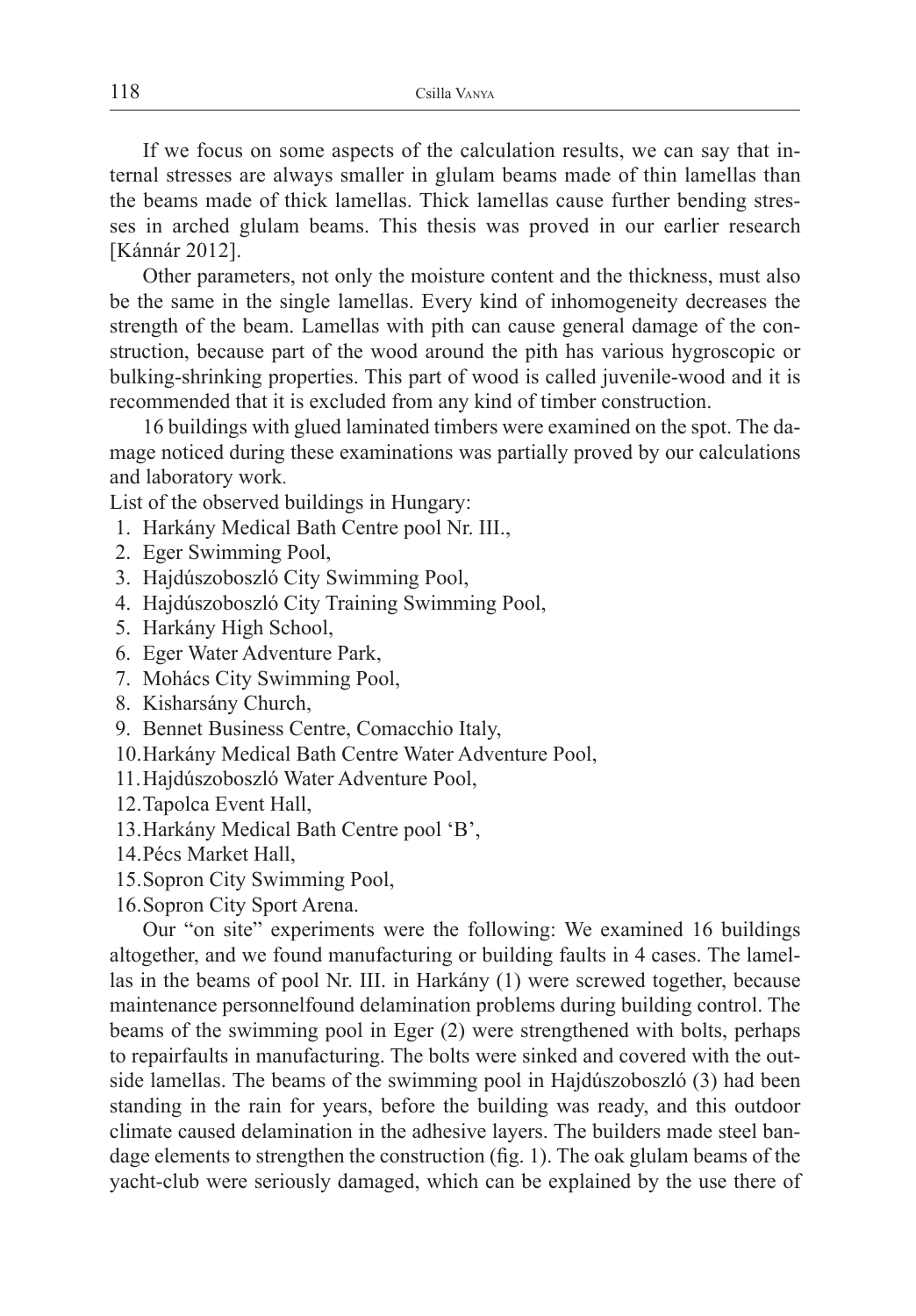If we focus on some aspects of the calculation results, we can say that internal stresses are always smaller in glulam beams made of thin lamellas than the beams made of thick lamellas. Thick lamellas cause further bending stresses in arched glulam beams. This thesis was proved in our earlier research [Kánnár 2012].

Other parameters, not only the moisture content and the thickness, must also be the same in the single lamellas. Every kind of inhomogeneity decreases the strength of the beam. Lamellas with pith can cause general damage of the construction, because part of the wood around the pith has various hygroscopic or bulking-shrinking properties. This part of wood is called juvenile-wood and it is recommended that it is excluded from any kind of timber construction.

16 buildings with glued laminated timbers were examined on the spot. The damage noticed during these examinations was partially proved by our calculations and laboratory work.

List of the observed buildings in Hungary:

1. Harkány Medical Bath Centre pool Nr. III.,
2. Eger Swimming Pool,
3. Hajdúszoboszló City Swimming Pool,
4. Hajdúszoboszló City Training Swimming Pool,
5. Harkány High School,
6. Eger Water Adventure Park,
7. Mohács City Swimming Pool,
8. Kisharsány Church,
9. Bennet Business Centre, Comacchio Italy,
10. Harkány Medical Bath Centre Water Adventure Pool,
11. Hajdúszoboszló Water Adventure Pool,
12. Tapolca Event Hall,
13. Harkány Medical Bath Centre pool 'B',
14. Pécs Market Hall,
15. Sopron City Swimming Pool,
16. Sopron City Sport Arena.

Our "on site" experiments were the following: We examined 16 buildings altogether, and we found manufacturing or building faults in 4 cases. The lamellas in the beams of pool Nr. III. in Harkány (1) were screwed together, because maintenance personnelfound delamination problems during building control. The beams of the swimming pool in Eger (2) were strengthened with bolts, perhaps to repairfaults in manufacturing. The bolts were sinked and covered with the outside lamellas. The beams of the swimming pool in Hajdúszoboszló (3) had been standing in the rain for years, before the building was ready, and this outdoor climate caused delamination in the adhesive layers. The builders made steel bandage elements to strengthen the construction (fig. 1). The oak glulam beams of the yacht-club were seriously damaged, which can be explained by the use there of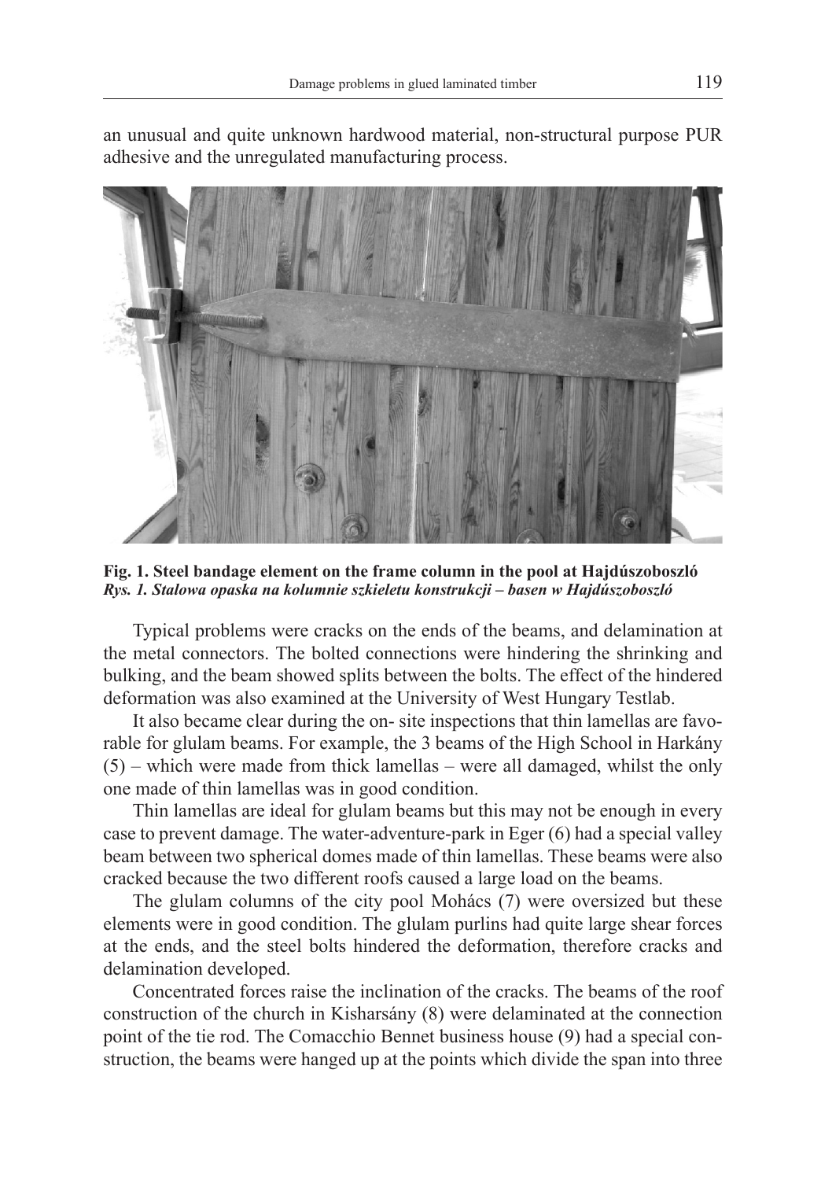an unusual and quite unknown hardwood material, non-structural purpose PUR adhesive and the unregulated manufacturing process.

**Fig. 1. Steel bandage element on the frame column in the pool at Hajdúszoboszló**
***Rys. 1. Stalowa opaska na kolumnie szkieletu konstrukcji – basen w Hajdúszoboszló***

Typical problems were cracks on the ends of the beams, and delamination at the metal connectors. The bolted connections were hindering the shrinking and bulking, and the beam showed splits between the bolts. The effect of the hindered deformation was also examined at the University of West Hungary Testlab.

It also became clear during the on- site inspections that thin lamellas are favorable for glulam beams. For example, the 3 beams of the High School in Harkány (5) – which were made from thick lamellas – were all damaged, whilst the only one made of thin lamellas was in good condition.

Thin lamellas are ideal for glulam beams but this may not be enough in every case to prevent damage. The water-adventure-park in Eger (6) had a special valley beam between two spherical domes made of thin lamellas. These beams were also cracked because the two different roofs caused a large load on the beams.

The glulam columns of the city pool Mohács (7) were oversized but these elements were in good condition. The glulam purlins had quite large shear forces at the ends, and the steel bolts hindered the deformation, therefore cracks and delamination developed.

Concentrated forces raise the inclination of the cracks. The beams of the roof construction of the church in Kisharsány (8) were delaminated at the connection point of the tie rod. The Comacchio Bennet business house (9) had a special construction, the beams were hanged up at the points which divide the span into three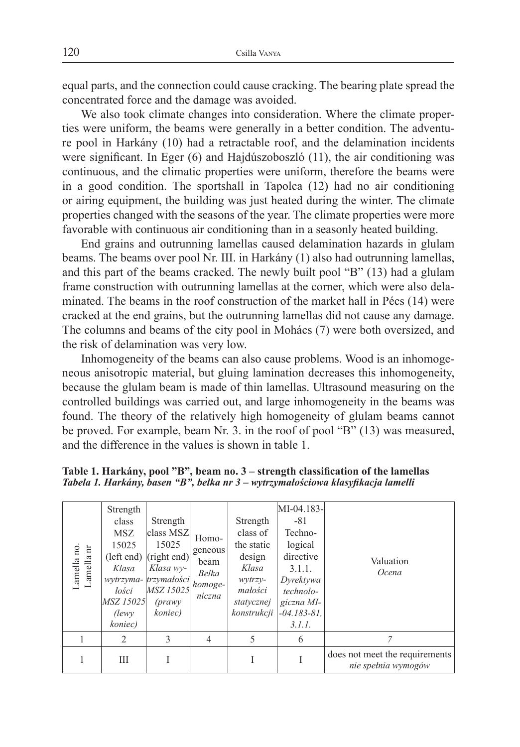equal parts, and the connection could cause cracking. The bearing plate spread the concentrated force and the damage was avoided.

We also took climate changes into consideration. Where the climate properties were uniform, the beams were generally in a better condition. The adventure pool in Harkány (10) had a retractable roof, and the delamination incidents were significant. In Eger (6) and Hajdúszoboszló (11), the air conditioning was continuous, and the climatic properties were uniform, therefore the beams were in a good condition. The sportshall in Tapolca (12) had no air conditioning or airing equipment, the building was just heated during the winter. The climate properties changed with the seasons of the year. The climate properties were more favorable with continuous air conditioning than in a seasonly heated building.

End grains and outrunning lamellas caused delamination hazards in glulam beams. The beams over pool Nr. III. in Harkány (1) also had outrunning lamellas, and this part of the beams cracked. The newly built pool "B" (13) had a glulam frame construction with outrunning lamellas at the corner, which were also delaminated. The beams in the roof construction of the market hall in Pécs (14) were cracked at the end grains, but the outrunning lamellas did not cause any damage. The columns and beams of the city pool in Mohács (7) were both oversized, and the risk of delamination was very low.

Inhomogeneity of the beams can also cause problems. Wood is an inhomogeneous anisotropic material, but gluing lamination decreases this inhomogeneity, because the glulam beam is made of thin lamellas. Ultrasound measuring on the controlled buildings was carried out, and large inhomogeneity in the beams was found. The theory of the relatively high homogeneity of glulam beams cannot be proved. For example, beam Nr. 3. in the roof of pool "B" (13) was measured, and the difference in the values is shown in table 1.

**Table 1. Harkány, pool "B", beam no. 3 – strength classification of the lamellas**
***Tabela 1. Harkány, basen "B", belka nr 3 – wytrzymałościowa klasyfikacja lamelli***

| Lamella no. *Lamella nr* | Strength class MSZ 15025 (left end) *Klasa wytrzymałości MSZ 15025 (lewy koniec)* | Strength class MSZ 15025 (right end) *Klasa wytrzymałości MSZ 15025 (prawy koniec)* | Homogeneous beam *Belka homogeniczna* | Strength class of the static design *Klasa wytrzymałości statycznej konstrukcji* | MI-04.183-81 Technological directive 3.1.1. *Dyrektywa technologiczna MI-04.183-81, 3.1.1.* | Valuation *Ocena* |
|---|---|---|---|---|---|---|
| 1 | 2 | 3 | 4 | 5 | 6 | 7 |
| 1 | III | I | | I | I | does not meet the requirements *nie spełnia wymogów* |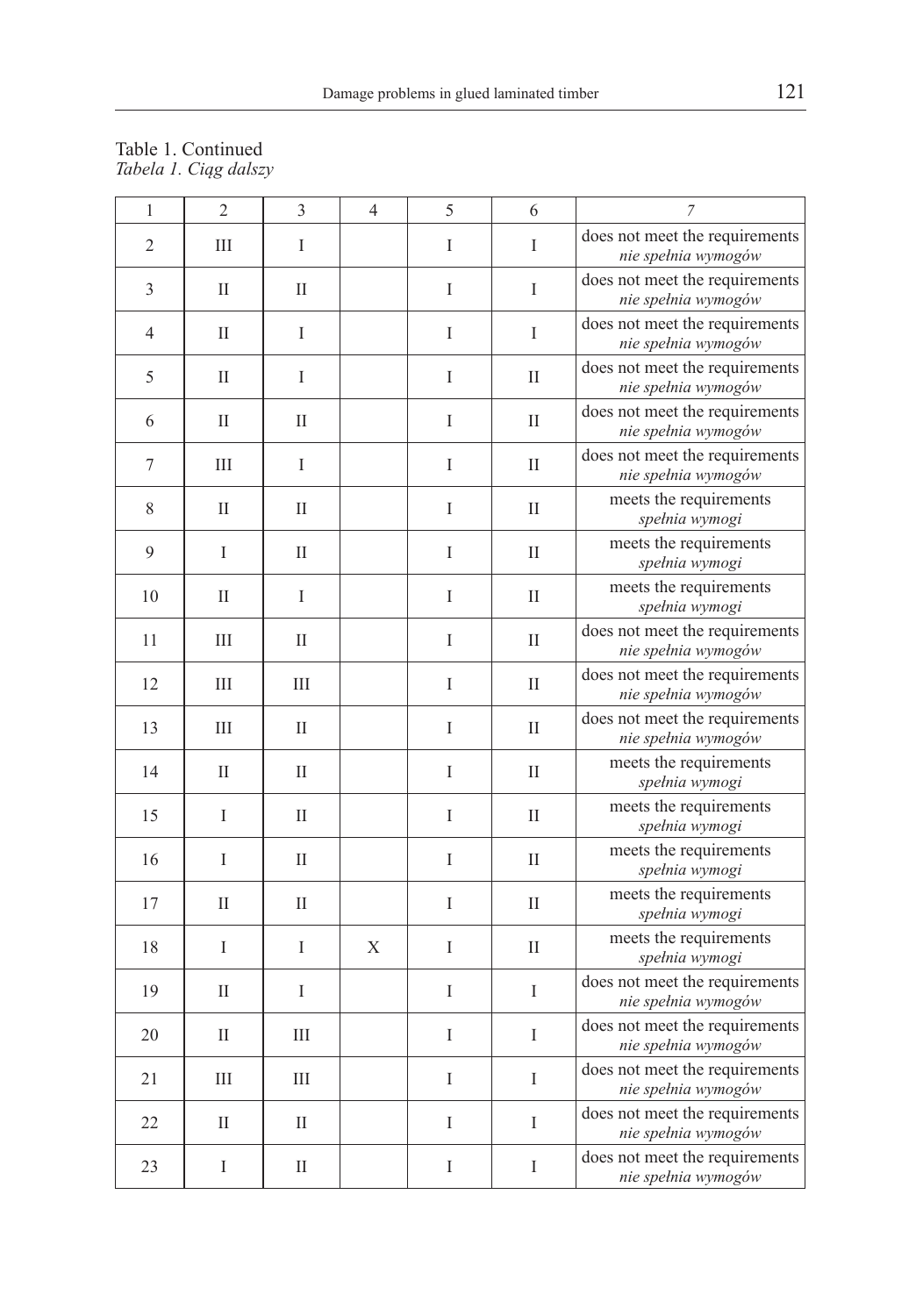Table 1. Continued
*Tabela 1. Ciąg dalszy*

| 1 | 2 | 3 | 4 | 5 | 6 | 7 |
|---|---|---|---|---|---|---|
| 2 | III | I | | I | I | does not meet the requirements *nie spełnia wymogów* |
| 3 | II | II | | I | I | does not meet the requirements *nie spełnia wymogów* |
| 4 | II | I | | I | I | does not meet the requirements *nie spełnia wymogów* |
| 5 | II | I | | I | II | does not meet the requirements *nie spełnia wymogów* |
| 6 | II | II | | I | II | does not meet the requirements *nie spełnia wymogów* |
| 7 | III | I | | I | II | does not meet the requirements *nie spełnia wymogów* |
| 8 | II | II | | I | II | meets the requirements *spełnia wymogi* |
| 9 | I | II | | I | II | meets the requirements *spełnia wymogi* |
| 10 | II | I | | I | II | meets the requirements *spełnia wymogi* |
| 11 | III | II | | I | II | does not meet the requirements *nie spełnia wymogów* |
| 12 | III | III | | I | II | does not meet the requirements *nie spełnia wymogów* |
| 13 | III | II | | I | II | does not meet the requirements *nie spełnia wymogów* |
| 14 | II | II | | I | II | meets the requirements *spełnia wymogi* |
| 15 | I | II | | I | II | meets the requirements *spełnia wymogi* |
| 16 | I | II | | I | II | meets the requirements *spełnia wymogi* |
| 17 | II | II | | I | II | meets the requirements *spełnia wymogi* |
| 18 | I | I | X | I | II | meets the requirements *spełnia wymogi* |
| 19 | II | I | | I | I | does not meet the requirements *nie spełnia wymogów* |
| 20 | II | III | | I | I | does not meet the requirements *nie spełnia wymogów* |
| 21 | III | III | | I | I | does not meet the requirements *nie spełnia wymogów* |
| 22 | II | II | | I | I | does not meet the requirements *nie spełnia wymogów* |
| 23 | I | II | | I | I | does not meet the requirements *nie spełnia wymogów* |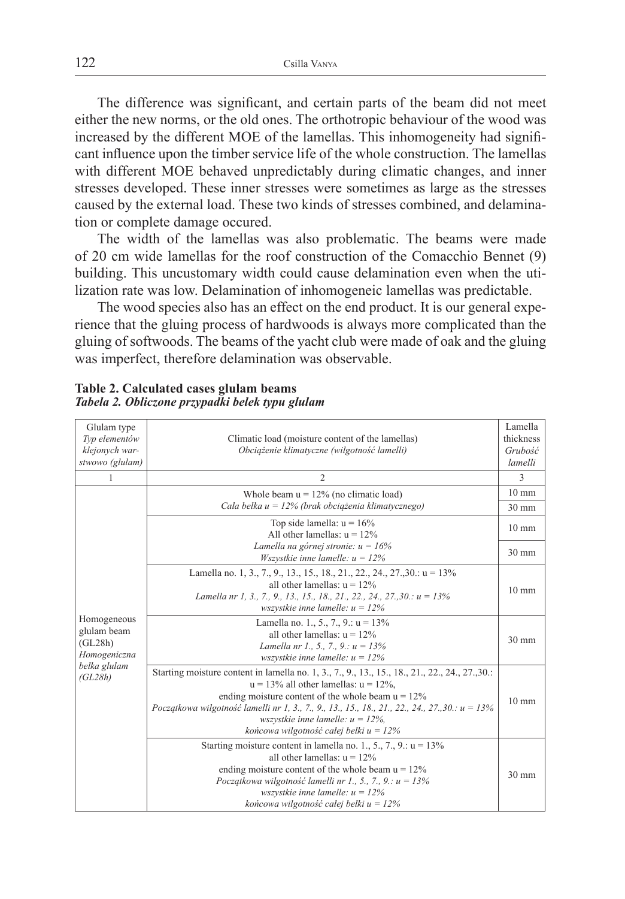The difference was significant, and certain parts of the beam did not meet either the new norms, or the old ones. The orthotropic behaviour of the wood was increased by the different MOE of the lamellas. This inhomogeneity had significant influence upon the timber service life of the whole construction. The lamellas with different MOE behaved unpredictably during climatic changes, and inner stresses developed. These inner stresses were sometimes as large as the stresses caused by the external load. These two kinds of stresses combined, and delamination or complete damage occured.

The width of the lamellas was also problematic. The beams were made of 20 cm wide lamellas for the roof construction of the Comacchio Bennet (9) building. This uncustomary width could cause delamination even when the utilization rate was low. Delamination of inhomogeneic lamellas was predictable.

The wood species also has an effect on the end product. It is our general experience that the gluing process of hardwoods is always more complicated than the gluing of softwoods. The beams of the yacht club were made of oak and the gluing was imperfect, therefore delamination was observable.

**Table 2. Calculated cases glulam beams**
***Tabela 2. Obliczone przypadki belek typu glulam***

| Glulam type<br>*Typ elementów klejonych warstwowo (glulam)* | Climatic load (moisture content of the lamellas)<br>*Obciążenie klimatyczne (wilgotność lamelli)* | Lamella thickness<br>*Grubość lamelli* |
|---|---|---|
| 1 | 2 | 3 |
| Homogeneous glulam beam (GL28h)<br>*Homogeniczna belka glulam (GL28h)* | Whole beam u = 12% (no climatic load)<br>*Cała belka u = 12% (brak obciążenia klimatycznego)* | 10 mm |
| | | 30 mm |
| | Top side lamella: u = 16%<br>All other lamellas: u = 12%<br>*Lamella na górnej stronie: u = 16%*<br>*Wszystkie inne lamelle: u = 12%* | 10 mm |
| | | 30 mm |
| | Lamella no. 1, 3., 7., 9., 13., 15., 18., 21., 22., 24., 27.,30.: u = 13%<br>all other lamellas: u = 12%<br>*Lamella nr 1, 3., 7., 9., 13., 15., 18., 21., 22., 24., 27.,30.: u = 13%*<br>*wszystkie inne lamelle: u = 12%* | 10 mm |
| | Lamella no. 1., 5., 7., 9.: u = 13%<br>all other lamellas: u = 12%<br>*Lamella nr 1., 5., 7., 9.: u = 13%*<br>*wszystkie inne lamelle: u = 12%* | 30 mm |
| | Starting moisture content in lamella no. 1, 3., 7., 9., 13., 15., 18., 21., 22., 24., 27.,30.: u = 13% all other lamellas: u = 12%,<br>ending moisture content of the whole beam u = 12%<br>*Początkowa wilgotność lamelli nr 1, 3., 7., 9., 13., 15., 18., 21., 22., 24., 27.,30.: u = 13%*<br>*wszystkie inne lamelle: u = 12%,*<br>*końcowa wilgotność całej belki u = 12%* | 10 mm |
| | Starting moisture content in lamella no. 1., 5., 7., 9.: u = 13%<br>all other lamellas: u = 12%<br>ending moisture content of the whole beam u = 12%<br>*Początkowa wilgotność lamelli nr 1., 5., 7., 9.: u = 13%*<br>*wszystkie inne lamelle: u = 12%*<br>*końcowa wilgotność całej belki u = 12%* | 30 mm |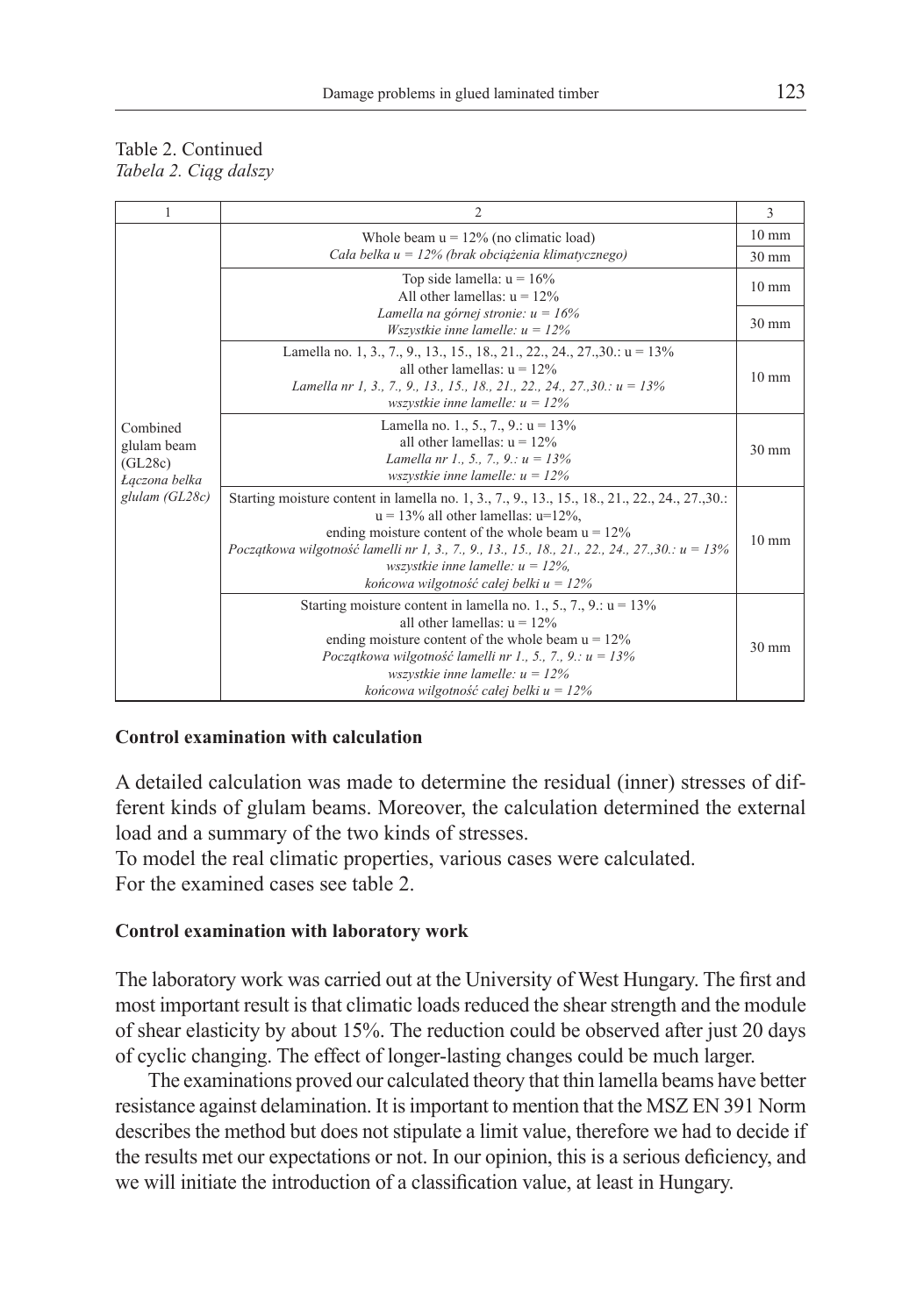Table 2. Continued

*Tabela 2. Ciąg dalszy*

| 1 | 2 | 3 |
|---|---|---|
| Combined glulam beam (GL28c) *Łączona belka glulam (GL28c)* | Whole beam u = 12% (no climatic load) *Cała belka u = 12% (brak obciążenia klimatycznego)* | 10 mm |
| | | 30 mm |
| | Top side lamella: u = 16% All other lamellas: u = 12% *Lamella na górnej stronie: u = 16% Wszystkie inne lamelle: u = 12%* | 10 mm |
| | | 30 mm |
| | Lamella no. 1, 3., 7., 9., 13., 15., 18., 21., 22., 24., 27.,30.: u = 13% all other lamellas: u = 12% *Lamella nr 1, 3., 7., 9., 13., 15., 18., 21., 22., 24., 27.,30.: u = 13% wszystkie inne lamelle: u = 12%* | 10 mm |
| | Lamella no. 1., 5., 7., 9.: u = 13% all other lamellas: u = 12% *Lamella nr 1., 5., 7., 9.: u = 13% wszystkie inne lamelle: u = 12%* | 30 mm |
| | Starting moisture content in lamella no. 1, 3., 7., 9., 13., 15., 18., 21., 22., 24., 27.,30.: u = 13% all other lamellas: u=12%, ending moisture content of the whole beam u = 12% *Początkowa wilgotność lamelli nr 1, 3., 7., 9., 13., 15., 18., 21., 22., 24., 27.,30.: u = 13% wszystkie inne lamelle: u = 12%, końcowa wilgotność całej belki u = 12%* | 10 mm |
| | Starting moisture content in lamella no. 1., 5., 7., 9.: u = 13% all other lamellas: u = 12% ending moisture content of the whole beam u = 12% *Początkowa wilgotność lamelli nr 1., 5., 7., 9.: u = 13% wszystkie inne lamelle: u = 12% końcowa wilgotność całej belki u = 12%* | 30 mm |

**Control examination with calculation**

A detailed calculation was made to determine the residual (inner) stresses of different kinds of glulam beams. Moreover, the calculation determined the external load and a summary of the two kinds of stresses.

To model the real climatic properties, various cases were calculated.

For the examined cases see table 2.

**Control examination with laboratory work**

The laboratory work was carried out at the University of West Hungary. The first and most important result is that climatic loads reduced the shear strength and the module of shear elasticity by about 15%. The reduction could be observed after just 20 days of cyclic changing. The effect of longer-lasting changes could be much larger.

The examinations proved our calculated theory that thin lamella beams have better resistance against delamination. It is important to mention that the MSZ EN 391 Norm describes the method but does not stipulate a limit value, therefore we had to decide if the results met our expectations or not. In our opinion, this is a serious deficiency, and we will initiate the introduction of a classification value, at least in Hungary.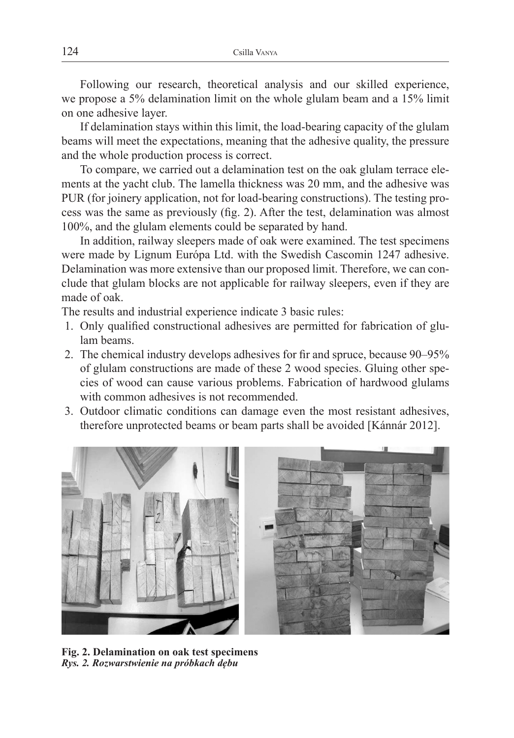Following our research, theoretical analysis and our skilled experience, we propose a 5% delamination limit on the whole glulam beam and a 15% limit on one adhesive layer.

If delamination stays within this limit, the load-bearing capacity of the glulam beams will meet the expectations, meaning that the adhesive quality, the pressure and the whole production process is correct.

To compare, we carried out a delamination test on the oak glulam terrace elements at the yacht club. The lamella thickness was 20 mm, and the adhesive was PUR (for joinery application, not for load-bearing constructions). The testing process was the same as previously (fig. 2). After the test, delamination was almost 100%, and the glulam elements could be separated by hand.

In addition, railway sleepers made of oak were examined. The test specimens were made by Lignum Európa Ltd. with the Swedish Cascomin 1247 adhesive. Delamination was more extensive than our proposed limit. Therefore, we can conclude that glulam blocks are not applicable for railway sleepers, even if they are made of oak.

The results and industrial experience indicate 3 basic rules:

1. Only qualified constructional adhesives are permitted for fabrication of glulam beams.
2. The chemical industry develops adhesives for fir and spruce, because 90–95% of glulam constructions are made of these 2 wood species. Gluing other species of wood can cause various problems. Fabrication of hardwood glulams with common adhesives is not recommended.
3. Outdoor climatic conditions can damage even the most resistant adhesives, therefore unprotected beams or beam parts shall be avoided [Kánnár 2012].

**Fig. 2. Delamination on oak test specimens**
***Rys. 2. Rozwarstwienie na próbkach dębu***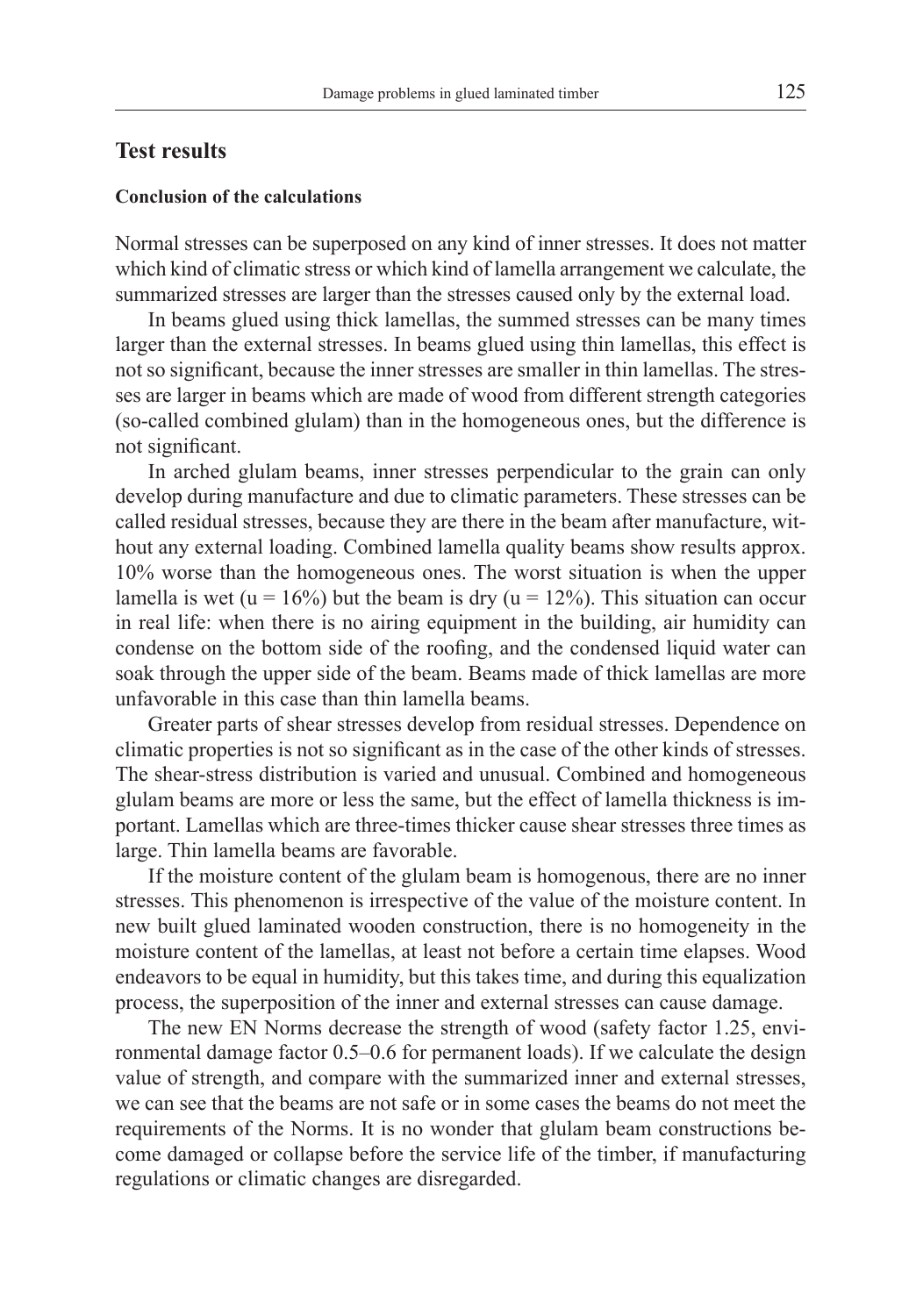## Test results

### Conclusion of the calculations

Normal stresses can be superposed on any kind of inner stresses. It does not matter which kind of climatic stress or which kind of lamella arrangement we calculate, the summarized stresses are larger than the stresses caused only by the external load.

In beams glued using thick lamellas, the summed stresses can be many times larger than the external stresses. In beams glued using thin lamellas, this effect is not so significant, because the inner stresses are smaller in thin lamellas. The stresses are larger in beams which are made of wood from different strength categories (so-called combined glulam) than in the homogeneous ones, but the difference is not significant.

In arched glulam beams, inner stresses perpendicular to the grain can only develop during manufacture and due to climatic parameters. These stresses can be called residual stresses, because they are there in the beam after manufacture, without any external loading. Combined lamella quality beams show results approx. 10% worse than the homogeneous ones. The worst situation is when the upper lamella is wet ($u = 16\%$) but the beam is dry ($u = 12\%$). This situation can occur in real life: when there is no airing equipment in the building, air humidity can condense on the bottom side of the roofing, and the condensed liquid water can soak through the upper side of the beam. Beams made of thick lamellas are more unfavorable in this case than thin lamella beams.

Greater parts of shear stresses develop from residual stresses. Dependence on climatic properties is not so significant as in the case of the other kinds of stresses. The shear-stress distribution is varied and unusual. Combined and homogeneous glulam beams are more or less the same, but the effect of lamella thickness is important. Lamellas which are three-times thicker cause shear stresses three times as large. Thin lamella beams are favorable.

If the moisture content of the glulam beam is homogenous, there are no inner stresses. This phenomenon is irrespective of the value of the moisture content. In new built glued laminated wooden construction, there is no homogeneity in the moisture content of the lamellas, at least not before a certain time elapses. Wood endeavors to be equal in humidity, but this takes time, and during this equalization process, the superposition of the inner and external stresses can cause damage.

The new EN Norms decrease the strength of wood (safety factor 1.25, environmental damage factor 0.5–0.6 for permanent loads). If we calculate the design value of strength, and compare with the summarized inner and external stresses, we can see that the beams are not safe or in some cases the beams do not meet the requirements of the Norms. It is no wonder that glulam beam constructions become damaged or collapse before the service life of the timber, if manufacturing regulations or climatic changes are disregarded.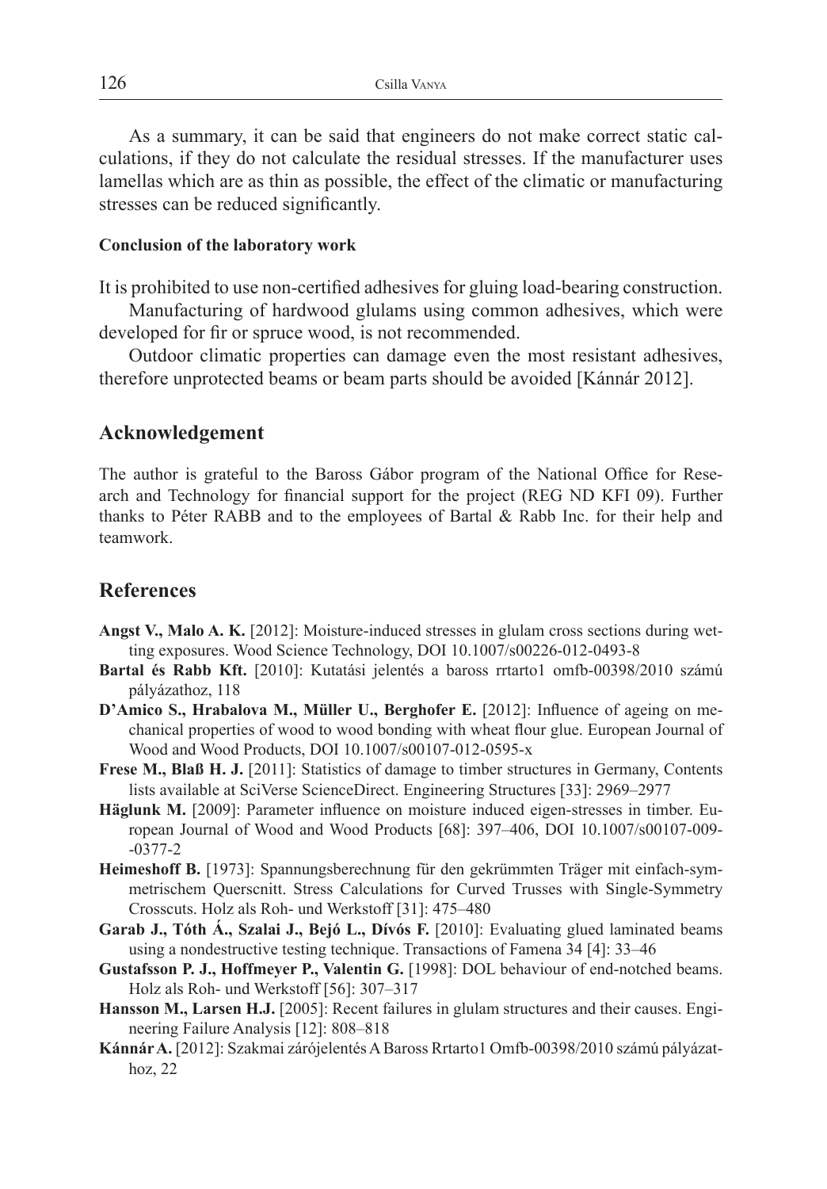As a summary, it can be said that engineers do not make correct static calculations, if they do not calculate the residual stresses. If the manufacturer uses lamellas which are as thin as possible, the effect of the climatic or manufacturing stresses can be reduced significantly.

#### Conclusion of the laboratory work

It is prohibited to use non-certified adhesives for gluing load-bearing construction.

Manufacturing of hardwood glulams using common adhesives, which were developed for fir or spruce wood, is not recommended.

Outdoor climatic properties can damage even the most resistant adhesives, therefore unprotected beams or beam parts should be avoided [Kánnár 2012].

## Acknowledgement

The author is grateful to the Baross Gábor program of the National Office for Research and Technology for financial support for the project (REG ND KFI 09). Further thanks to Péter RABB and to the employees of Bartal & Rabb Inc. for their help and teamwork.

## References

**Angst V., Malo A. K.** [2012]: Moisture-induced stresses in glulam cross sections during wetting exposures. Wood Science Technology, DOI 10.1007/s00226-012-0493-8

**Bartal és Rabb Kft.** [2010]: Kutatási jelentés a baross rrtarto1 omfb-00398/2010 számú pályázathoz, 118

**D'Amico S., Hrabalova M., Müller U., Berghofer E.** [2012]: Influence of ageing on mechanical properties of wood to wood bonding with wheat flour glue. European Journal of Wood and Wood Products, DOI 10.1007/s00107-012-0595-x

**Frese M., Blaß H. J.** [2011]: Statistics of damage to timber structures in Germany, Contents lists available at SciVerse ScienceDirect. Engineering Structures [33]: 2969–2977

**Häglunk M.** [2009]: Parameter influence on moisture induced eigen-stresses in timber. European Journal of Wood and Wood Products [68]: 397–406, DOI 10.1007/s00107-009-0377-2

**Heimeshoff B.** [1973]: Spannungsberechnung für den gekrümmten Träger mit einfach-symmetrischem Querscnitt. Stress Calculations for Curved Trusses with Single-Symmetry Crosscuts. Holz als Roh- und Werkstoff [31]: 475–480

**Garab J., Tóth Á., Szalai J., Bejó L., Dívós F.** [2010]: Evaluating glued laminated beams using a nondestructive testing technique. Transactions of Famena 34 [4]: 33–46

**Gustafsson P. J., Hoffmeyer P., Valentin G.** [1998]: DOL behaviour of end-notched beams. Holz als Roh- und Werkstoff [56]: 307–317

**Hansson M., Larsen H.J.** [2005]: Recent failures in glulam structures and their causes. Engineering Failure Analysis [12]: 808–818

**Kánnár A.** [2012]: Szakmai zárójelentés A Baross Rrtarto1 Omfb-00398/2010 számú pályázathoz, 22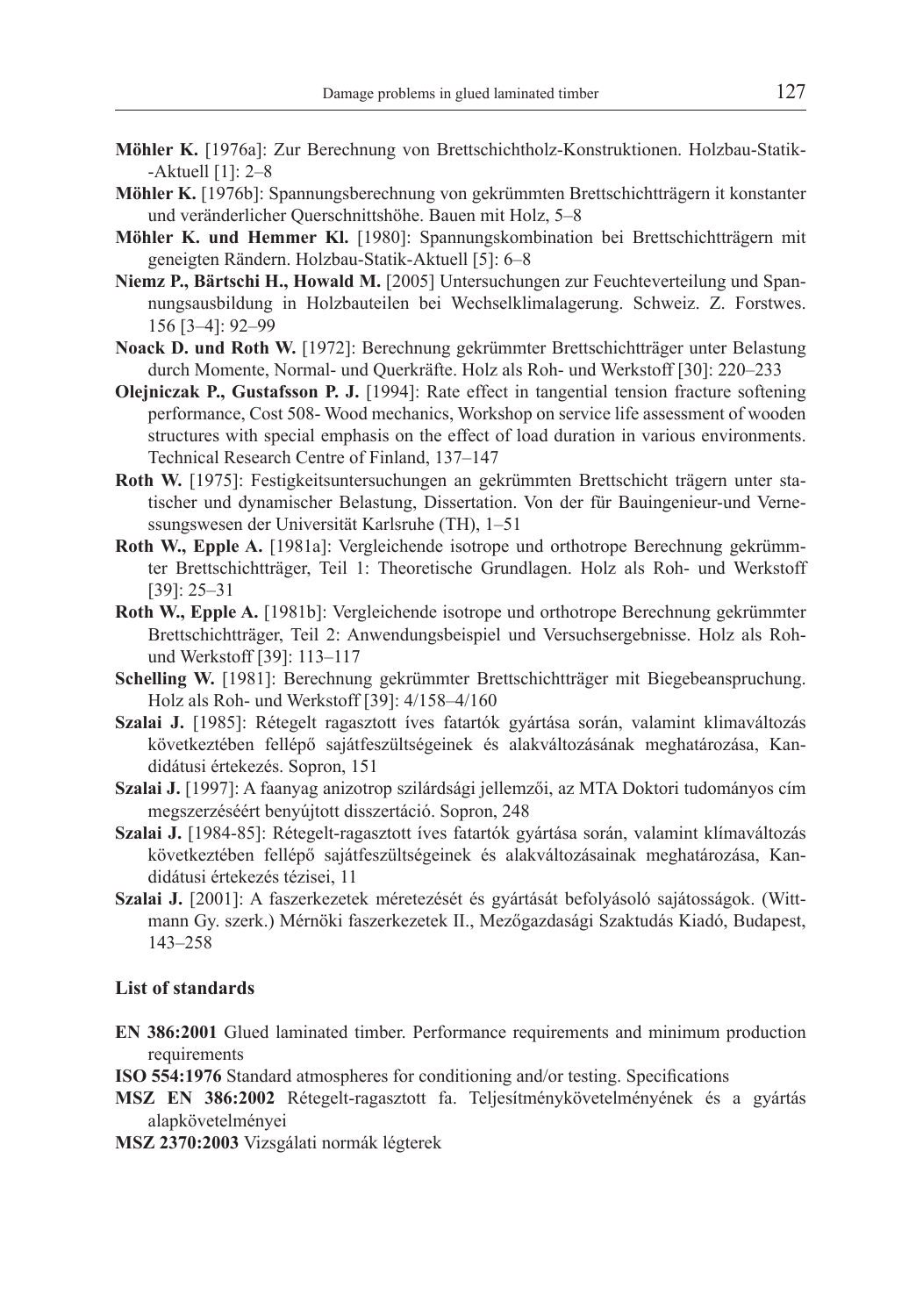**Möhler K.** [1976a]: Zur Berechnung von Brettschichtholz-Konstruktionen. Holzbau-Statik--Aktuell [1]: 2–8

**Möhler K.** [1976b]: Spannungsberechnung von gekrümmten Brettschichtträgern it konstanter und veränderlicher Querschnittshöhe. Bauen mit Holz, 5–8

**Möhler K. und Hemmer Kl.** [1980]: Spannungskombination bei Brettschichtträgern mit geneigten Rändern. Holzbau-Statik-Aktuell [5]: 6–8

**Niemz P., Bärtschi H., Howald M.** [2005] Untersuchungen zur Feuchteverteilung und Spannungsausbildung in Holzbauteilen bei Wechselklimalagerung. Schweiz. Z. Forstwes. 156 [3–4]: 92–99

**Noack D. und Roth W.** [1972]: Berechnung gekrümmter Brettschichtträger unter Belastung durch Momente, Normal- und Querkräfte. Holz als Roh- und Werkstoff [30]: 220–233

**Olejniczak P., Gustafsson P. J.** [1994]: Rate effect in tangential tension fracture softening performance, Cost 508- Wood mechanics, Workshop on service life assessment of wooden structures with special emphasis on the effect of load duration in various environments. Technical Research Centre of Finland, 137–147

**Roth W.** [1975]: Festigkeitsuntersuchungen an gekrümmten Brettschicht trägern unter statischer und dynamischer Belastung, Dissertation. Von der für Bauingenieur-und Vernessungswesen der Universität Karlsruhe (TH), 1–51

**Roth W., Epple A.** [1981a]: Vergleichende isotrope und orthotrope Berechnung gekrümmter Brettschichtträger, Teil 1: Theoretische Grundlagen. Holz als Roh- und Werkstoff [39]: 25–31

**Roth W., Epple A.** [1981b]: Vergleichende isotrope und orthotrope Berechnung gekrümmter Brettschichtträger, Teil 2: Anwendungsbeispiel und Versuchsergebnisse. Holz als Roh- und Werkstoff [39]: 113–117

**Schelling W.** [1981]: Berechnung gekrümmter Brettschichtträger mit Biegebeanspruchung. Holz als Roh- und Werkstoff [39]: 4/158–4/160

**Szalai J.** [1985]: Rétegelt ragasztott íves fatartók gyártása során, valamint klimaváltozás következtében fellépő sajátfeszültségeinek és alakváltozásának meghatározása, Kandidátusi értekezés. Sopron, 151

**Szalai J.** [1997]: A faanyag anizotrop szilárdsági jellemzői, az MTA Doktori tudományos cím megszerzéséért benyújtott disszertáció. Sopron, 248

**Szalai J.** [1984-85]: Rétegelt-ragasztott íves fatartók gyártása során, valamint klímaváltozás következtében fellépő sajátfeszültségeinek és alakváltozásainak meghatározása, Kandidátusi értekezés tézisei, 11

**Szalai J.** [2001]: A faszerkezetek méretezését és gyártását befolyásoló sajátosságok. (Wittmann Gy. szerk.) Mérnöki faszerkezetek II., Mezőgazdasági Szaktudás Kiadó, Budapest, 143–258

### List of standards

**EN 386:2001** Glued laminated timber. Performance requirements and minimum production requirements

**ISO 554:1976** Standard atmospheres for conditioning and/or testing. Specifications

**MSZ EN 386:2002** Rétegelt-ragasztott fa. Teljesítménykövetelményének és a gyártás alapkövetelményei

**MSZ 2370:2003** Vizsgálati normák légterek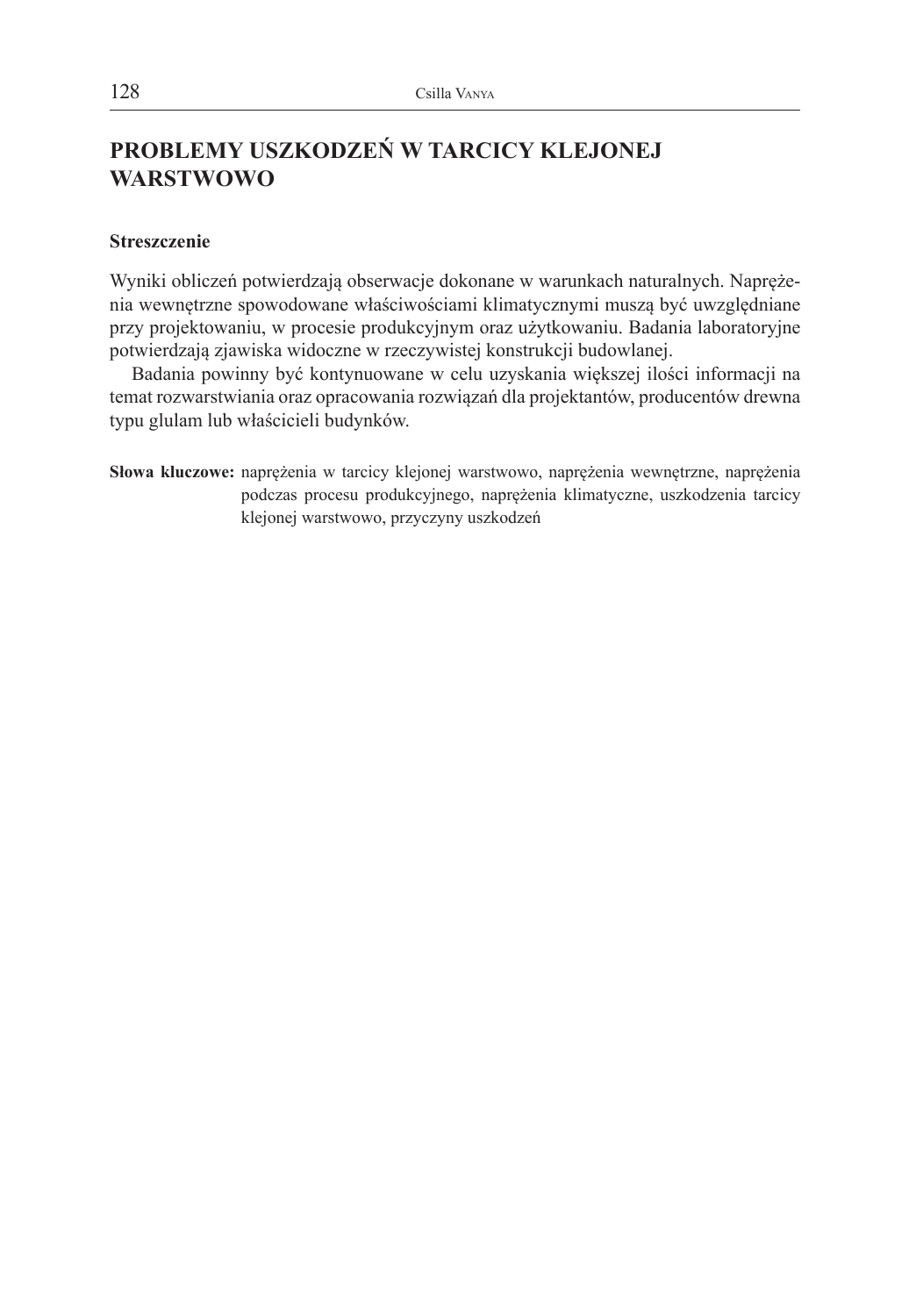# PROBLEMY USZKODZEŃ W TARCICY KLEJONEJ WARSTWOWO

## Streszczenie

Wyniki obliczeń potwierdzają obserwacje dokonane w warunkach naturalnych. Naprężenia wewnętrzne spowodowane właściwościami klimatycznymi muszą być uwzględniane przy projektowaniu, w procesie produkcyjnym oraz użytkowaniu. Badania laboratoryjne potwierdzają zjawiska widoczne w rzeczywistej konstrukcji budowlanej.

Badania powinny być kontynuowane w celu uzyskania większej ilości informacji na temat rozwarstwiania oraz opracowania rozwiązań dla projektantów, producentów drewna typu glulam lub właścicieli budynków.

**Słowa kluczowe:** naprężenia w tarcicy klejonej warstwowo, naprężenia wewnętrzne, naprężenia podczas procesu produkcyjnego, naprężenia klimatyczne, uszkodzenia tarcicy klejonej warstwowo, przyczyny uszkodzeń